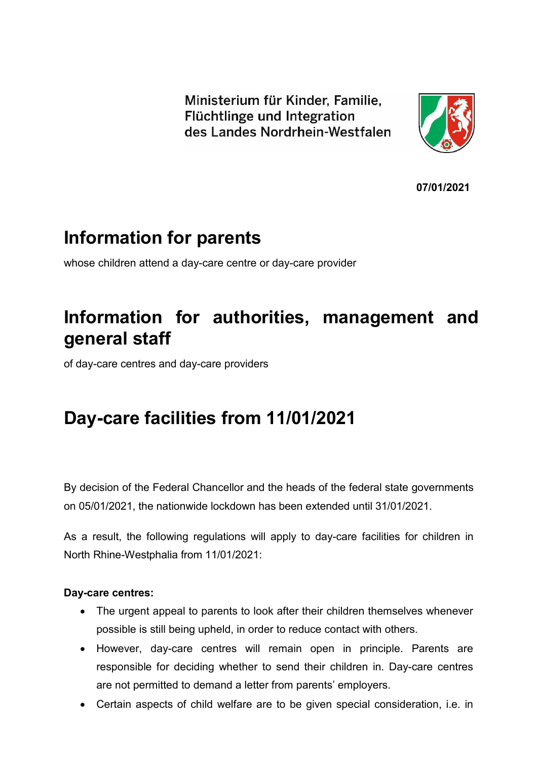Ministerium für Kinder, Familie, Flüchtlinge und Integration des Landes Nordrhein-Westfalen

**07/01/2021**

# Information for parents

whose children attend a day-care centre or day-care provider

# Information for authorities, management and general staff

of day-care centres and day-care providers

# Day-care facilities from 11/01/2021

By decision of the Federal Chancellor and the heads of the federal state governments on 05/01/2021, the nationwide lockdown has been extended until 31/01/2021.

As a result, the following regulations will apply to day-care facilities for children in North Rhine-Westphalia from 11/01/2021:

**Day-care centres:**

- The urgent appeal to parents to look after their children themselves whenever possible is still being upheld, in order to reduce contact with others.
- However, day-care centres will remain open in principle. Parents are responsible for deciding whether to send their children in. Day-care centres are not permitted to demand a letter from parents' employers.
- Certain aspects of child welfare are to be given special consideration, i.e. in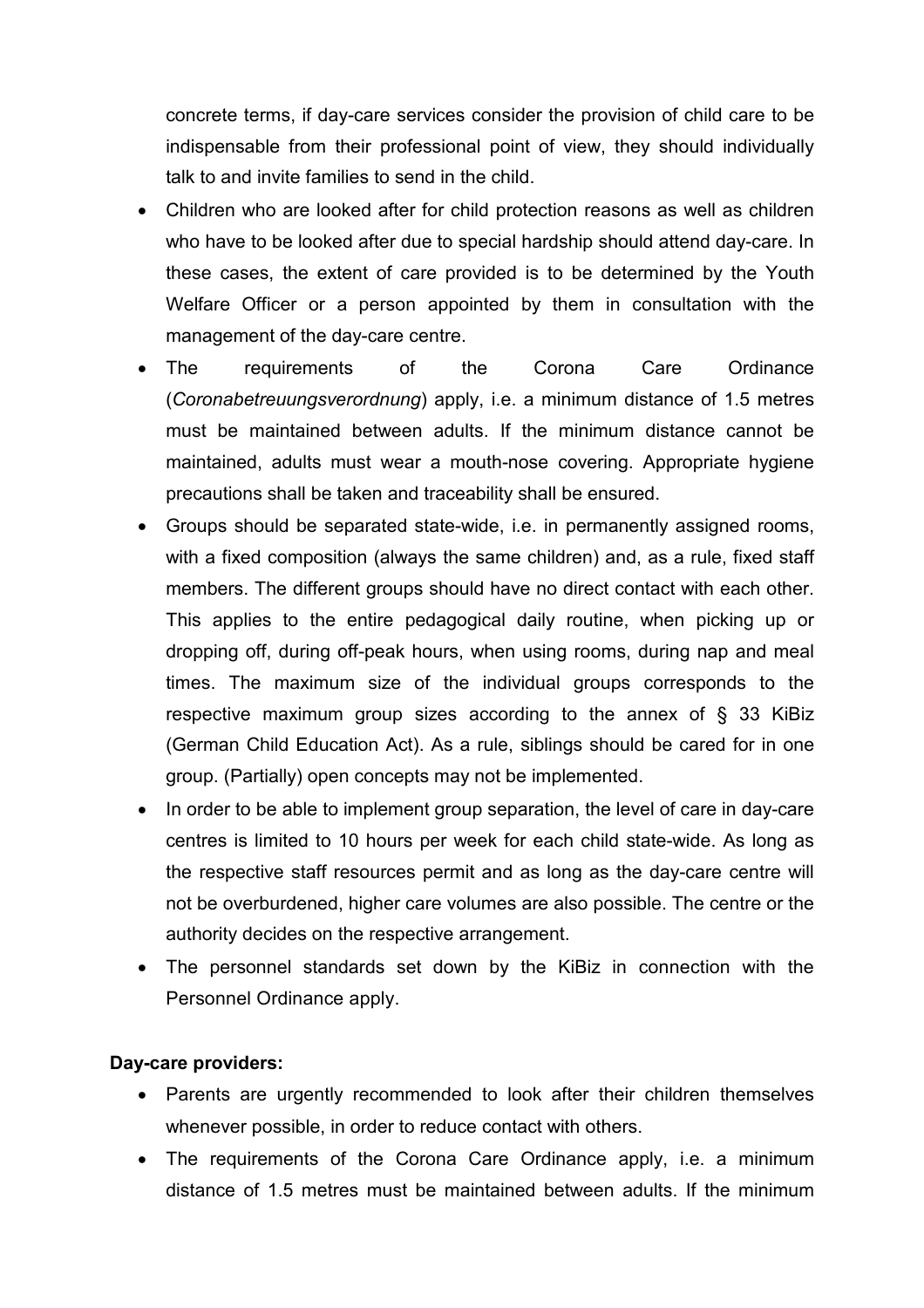concrete terms, if day-care services consider the provision of child care to be indispensable from their professional point of view, they should individually talk to and invite families to send in the child.

- Children who are looked after for child protection reasons as well as children who have to be looked after due to special hardship should attend day-care. In these cases, the extent of care provided is to be determined by the Youth Welfare Officer or a person appointed by them in consultation with the management of the day-care centre.
- The requirements of the Corona Care Ordinance (*Coronabetreuungsverordnung*) apply, i.e. a minimum distance of 1.5 metres must be maintained between adults. If the minimum distance cannot be maintained, adults must wear a mouth-nose covering. Appropriate hygiene precautions shall be taken and traceability shall be ensured.
- Groups should be separated state-wide, i.e. in permanently assigned rooms, with a fixed composition (always the same children) and, as a rule, fixed staff members. The different groups should have no direct contact with each other. This applies to the entire pedagogical daily routine, when picking up or dropping off, during off-peak hours, when using rooms, during nap and meal times. The maximum size of the individual groups corresponds to the respective maximum group sizes according to the annex of § 33 KiBiz (German Child Education Act). As a rule, siblings should be cared for in one group. (Partially) open concepts may not be implemented.
- In order to be able to implement group separation, the level of care in day-care centres is limited to 10 hours per week for each child state-wide. As long as the respective staff resources permit and as long as the day-care centre will not be overburdened, higher care volumes are also possible. The centre or the authority decides on the respective arrangement.
- The personnel standards set down by the KiBiz in connection with the Personnel Ordinance apply.

**Day-care providers:**

- Parents are urgently recommended to look after their children themselves whenever possible, in order to reduce contact with others.
- The requirements of the Corona Care Ordinance apply, i.e. a minimum distance of 1.5 metres must be maintained between adults. If the minimum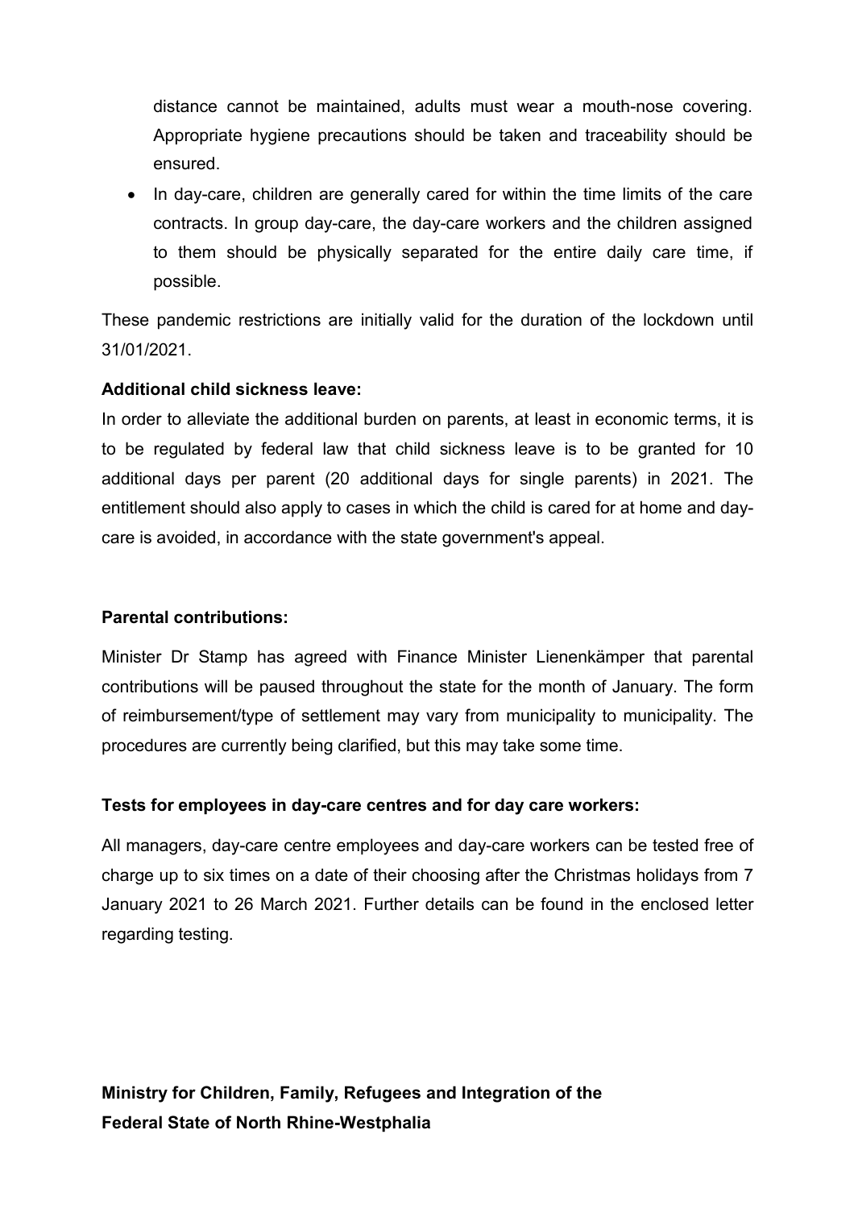distance cannot be maintained, adults must wear a mouth-nose covering. Appropriate hygiene precautions should be taken and traceability should be ensured.

- In day-care, children are generally cared for within the time limits of the care contracts. In group day-care, the day-care workers and the children assigned to them should be physically separated for the entire daily care time, if possible.

These pandemic restrictions are initially valid for the duration of the lockdown until 31/01/2021.

**Additional child sickness leave:**

In order to alleviate the additional burden on parents, at least in economic terms, it is to be regulated by federal law that child sickness leave is to be granted for 10 additional days per parent (20 additional days for single parents) in 2021. The entitlement should also apply to cases in which the child is cared for at home and day-care is avoided, in accordance with the state government's appeal.

**Parental contributions:**

Minister Dr Stamp has agreed with Finance Minister Lienenkämper that parental contributions will be paused throughout the state for the month of January. The form of reimbursement/type of settlement may vary from municipality to municipality. The procedures are currently being clarified, but this may take some time.

**Tests for employees in day-care centres and for day care workers:**

All managers, day-care centre employees and day-care workers can be tested free of charge up to six times on a date of their choosing after the Christmas holidays from 7 January 2021 to 26 March 2021. Further details can be found in the enclosed letter regarding testing.

**Ministry for Children, Family, Refugees and Integration of the Federal State of North Rhine-Westphalia**